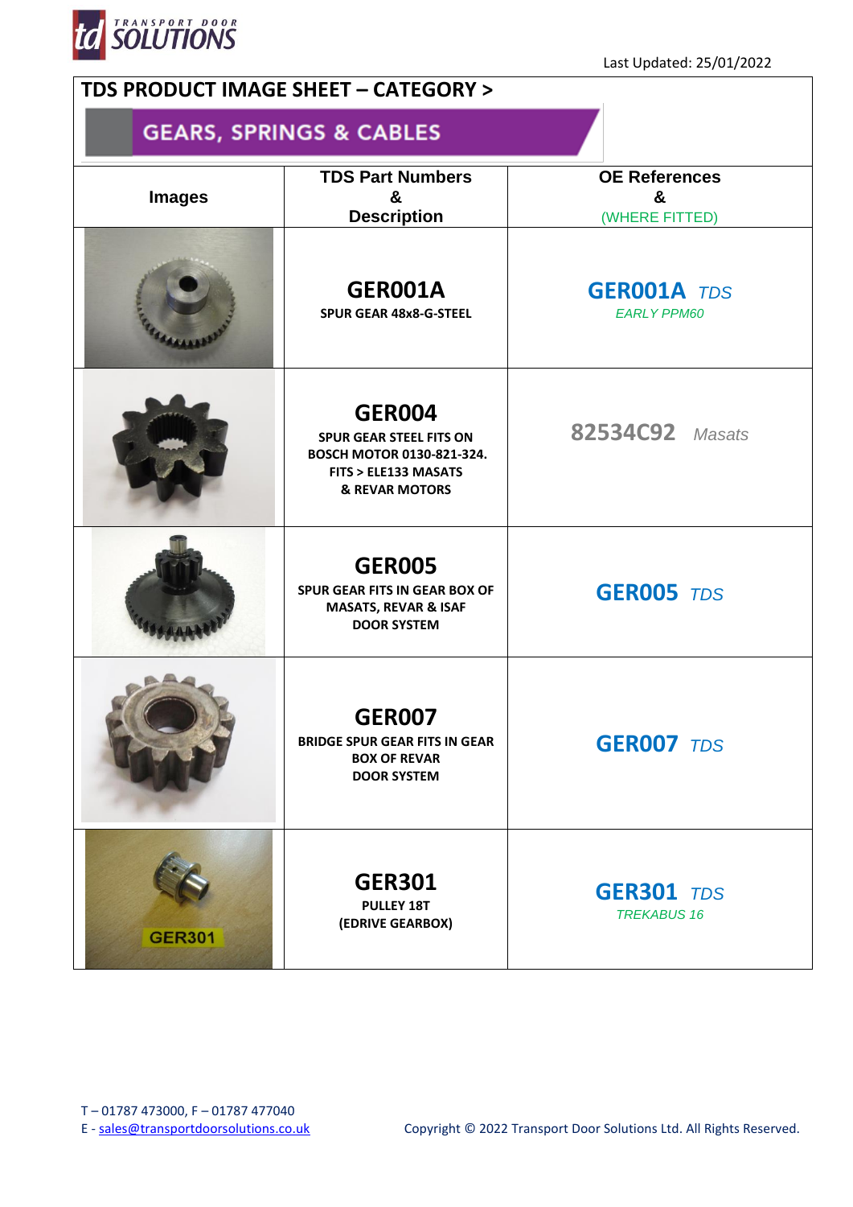Last Updated: 25/01/2022

# TDS PRODUCT IMAGE SHEET – CATEGORY >

## GEARS, SPRINGS & CABLES

| Images | TDS Part Numbers & Description | OE References & (WHERE FITTED) |
|---|---|---|
| | **GER001A** SPUR GEAR 48x8-G-STEEL | **GER001A** *TDS* *EARLY PPM60* |
| | **GER004** SPUR GEAR STEEL FITS ON BOSCH MOTOR 0130-821-324. FITS > ELE133 MASATS & REVAR MOTORS | **82534C92** *Masats* |
| | **GER005** SPUR GEAR FITS IN GEAR BOX OF MASATS, REVAR & ISAF DOOR SYSTEM | **GER005** *TDS* |
| | **GER007** BRIDGE SPUR GEAR FITS IN GEAR BOX OF REVAR DOOR SYSTEM | **GER007** *TDS* |
| GER301 | **GER301** PULLEY 18T (EDRIVE GEARBOX) | **GER301** *TDS* *TREKABUS 16* |

T – 01787 473000, F – 01787 477040
E - sales@transportdoorsolutions.co.uk

Copyright © 2022 Transport Door Solutions Ltd. All Rights Reserved.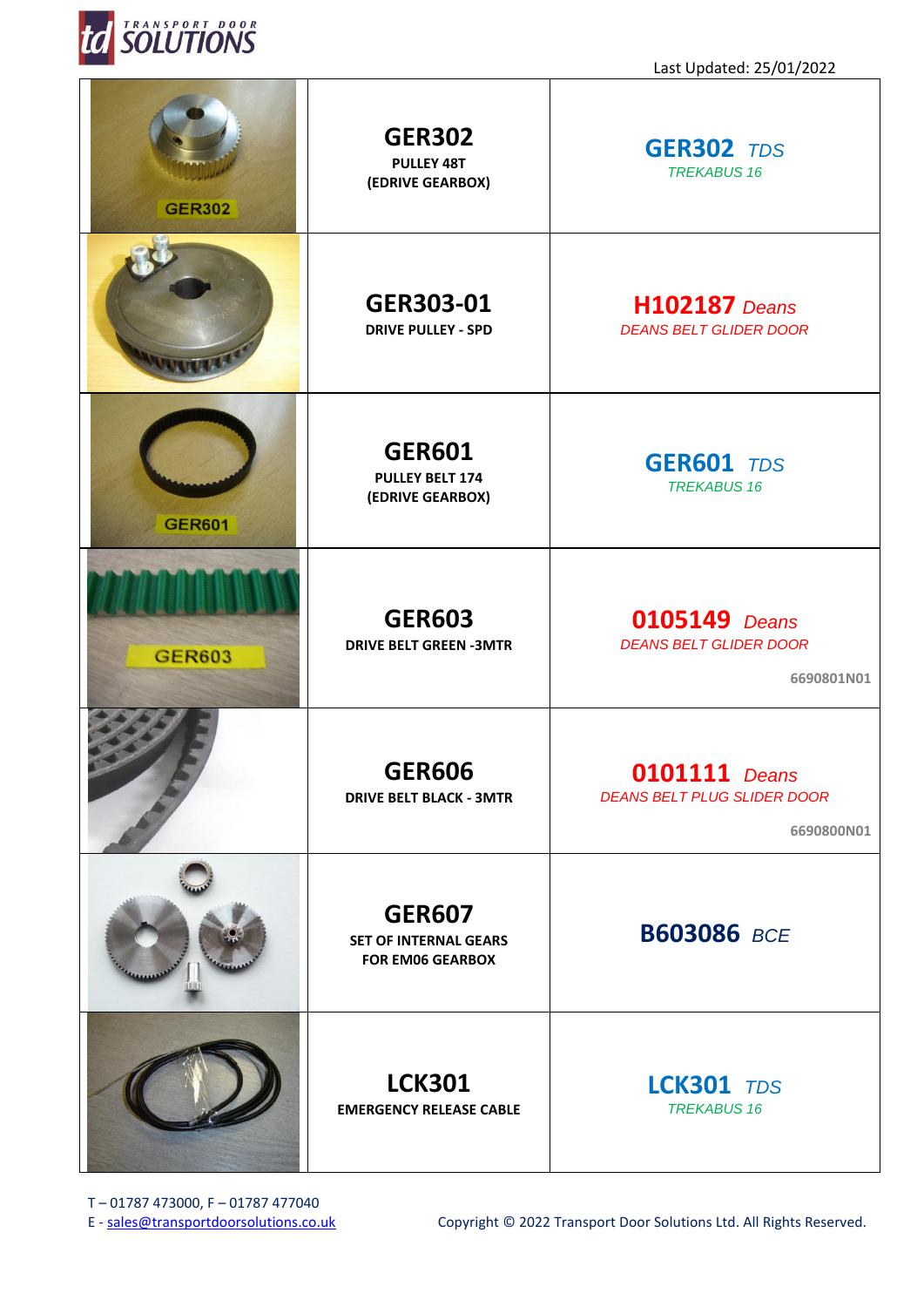Last Updated: 25/01/2022

| | Part | Cross Reference |
|---|---|---|
| GER302 | **GER302**<br>PULLEY 48T<br>(EDRIVE GEARBOX) | **GER302** *TDS*<br>*TREKABUS 16* |
| | **GER303-01**<br>DRIVE PULLEY - SPD | **H102187** *Deans*<br>*DEANS BELT GLIDER DOOR* |
| GER601 | **GER601**<br>PULLEY BELT 174<br>(EDRIVE GEARBOX) | **GER601** *TDS*<br>*TREKABUS 16* |
| GER603 | **GER603**<br>DRIVE BELT GREEN -3MTR | **0105149** *Deans*<br>*DEANS BELT GLIDER DOOR*<br>6690801N01 |
| | **GER606**<br>DRIVE BELT BLACK - 3MTR | **0101111** *Deans*<br>*DEANS BELT PLUG SLIDER DOOR*<br>6690800N01 |
| | **GER607**<br>SET OF INTERNAL GEARS<br>FOR EM06 GEARBOX | **B603086** *BCE* |
| | **LCK301**<br>EMERGENCY RELEASE CABLE | **LCK301** *TDS*<br>*TREKABUS 16* |

T – 01787 473000, F – 01787 477040
E - sales@transportdoorsolutions.co.uk

Copyright © 2022 Transport Door Solutions Ltd. All Rights Reserved.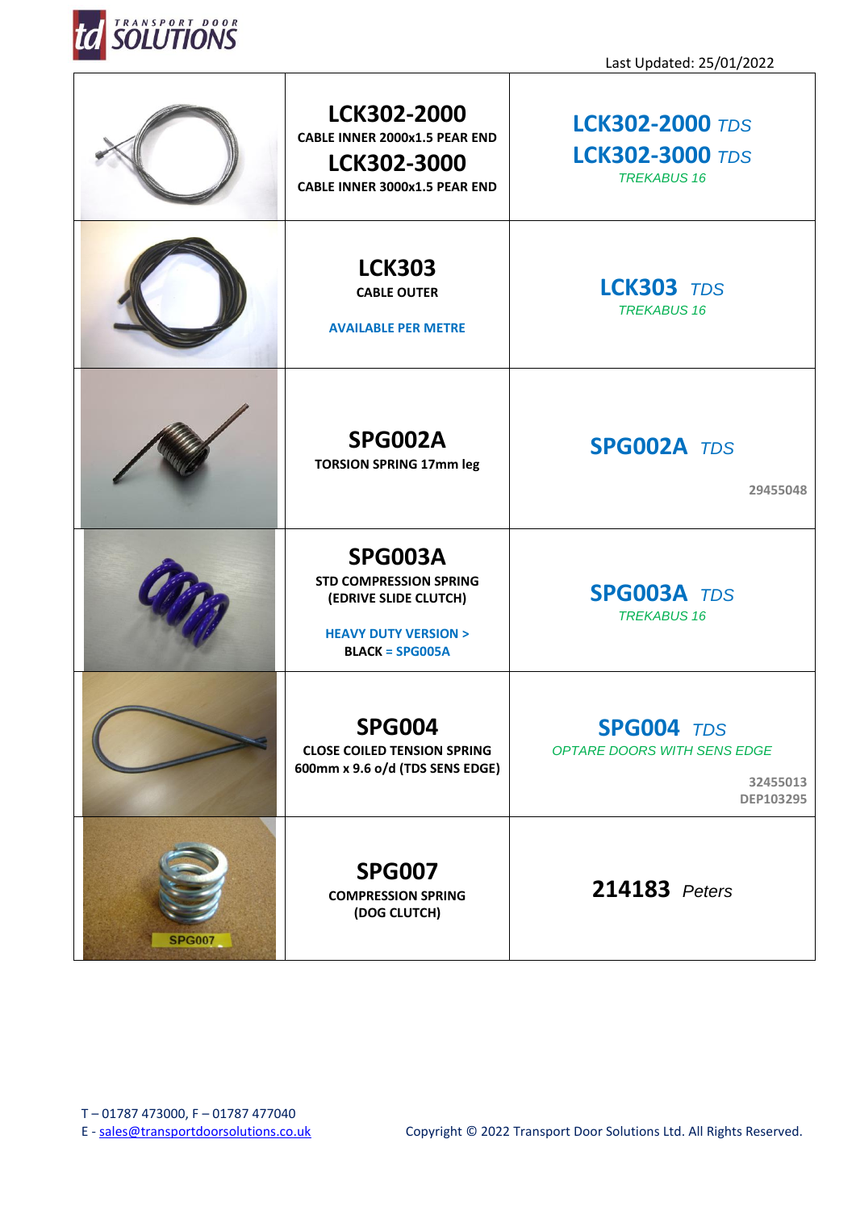Last Updated: 25/01/2022

| | Part | Cross Reference |
|---|---|---|
| | **LCK302-2000** CABLE INNER 2000x1.5 PEAR END **LCK302-3000** CABLE INNER 3000x1.5 PEAR END | **LCK302-2000** *TDS* **LCK302-3000** *TDS* *TREKABUS 16* |
| | **LCK303** CABLE OUTER AVAILABLE PER METRE | **LCK303** *TDS* *TREKABUS 16* |
| | **SPG002A** TORSION SPRING 17mm leg | **SPG002A** *TDS* 29455048 |
| | **SPG003A** STD COMPRESSION SPRING (EDRIVE SLIDE CLUTCH) HEAVY DUTY VERSION > BLACK = SPG005A | **SPG003A** *TDS* *TREKABUS 16* |
| | **SPG004** CLOSE COILED TENSION SPRING 600mm x 9.6 o/d (TDS SENS EDGE) | **SPG004** *TDS* *OPTARE DOORS WITH SENS EDGE* 32455013 DEP103295 |
| SPG007 | **SPG007** COMPRESSION SPRING (DOG CLUTCH) | **214183** *Peters* |

T – 01787 473000, F – 01787 477040
E - sales@transportdoorsolutions.co.uk

Copyright © 2022 Transport Door Solutions Ltd. All Rights Reserved.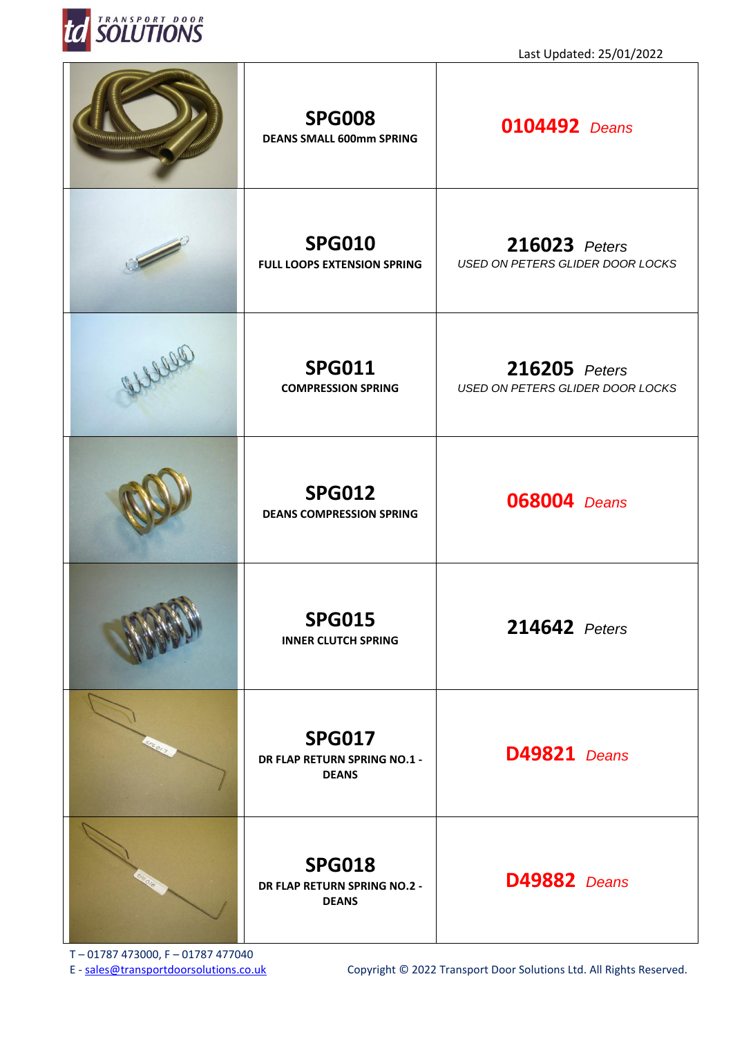Last Updated: 25/01/2022

| | | |
|---|---|---|
| | **SPG008** DEANS SMALL 600mm SPRING | **0104492** *Deans* |
| | **SPG010** FULL LOOPS EXTENSION SPRING | **216023** *Peters* *USED ON PETERS GLIDER DOOR LOCKS* |
| | **SPG011** COMPRESSION SPRING | **216205** *Peters* *USED ON PETERS GLIDER DOOR LOCKS* |
| | **SPG012** DEANS COMPRESSION SPRING | **068004** *Deans* |
| | **SPG015** INNER CLUTCH SPRING | **214642** *Peters* |
| | **SPG017** DR FLAP RETURN SPRING NO.1 - DEANS | **D49821** *Deans* |
| | **SPG018** DR FLAP RETURN SPRING NO.2 - DEANS | **D49882** *Deans* |

T – 01787 473000, F – 01787 477040
E - sales@transportdoorsolutions.co.uk

Copyright © 2022 Transport Door Solutions Ltd. All Rights Reserved.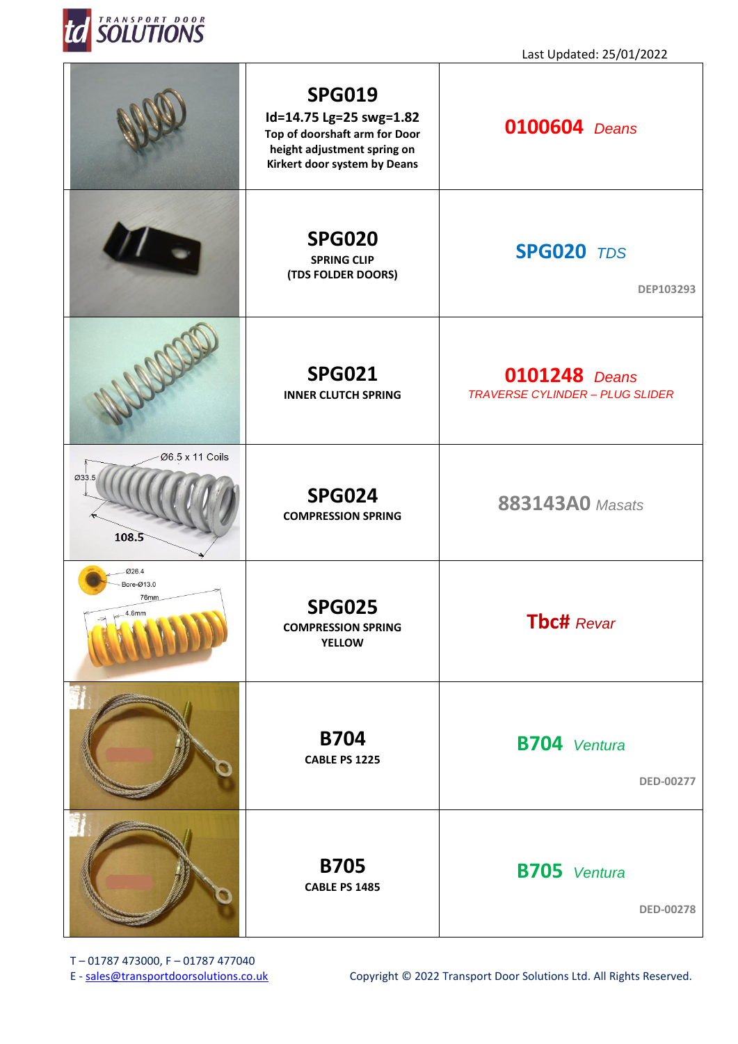Last Updated: 25/01/2022

| | | |
|---|---|---|
| | **SPG019**<br>**Id=14.75 Lg=25 swg=1.82**<br>**Top of doorshaft arm for Door height adjustment spring on Kirkert door system by Deans** | **0100604** *Deans* |
| | **SPG020**<br>**SPRING CLIP**<br>**(TDS FOLDER DOORS)** | **SPG020** *TDS*<br><br>**DEP103293** |
| | **SPG021**<br>**INNER CLUTCH SPRING** | **0101248** *Deans*<br>*TRAVERSE CYLINDER – PLUG SLIDER* |
| Ø6.5 x 11 Coils<br>Ø33.5<br>108.5 | **SPG024**<br>**COMPRESSION SPRING** | **883143A0** *Masats* |
| Ø26.4<br>Bore-Ø13.0<br>76mm<br>4.6mm | **SPG025**<br>**COMPRESSION SPRING YELLOW** | **Tbc#** *Revar* |
| | **B704**<br>**CABLE PS 1225** | **B704** *Ventura*<br><br>**DED-00277** |
| | **B705**<br>**CABLE PS 1485** | **B705** *Ventura*<br><br>**DED-00278** |

T – 01787 473000, F – 01787 477040
E - sales@transportdoorsolutions.co.uk

Copyright © 2022 Transport Door Solutions Ltd. All Rights Reserved.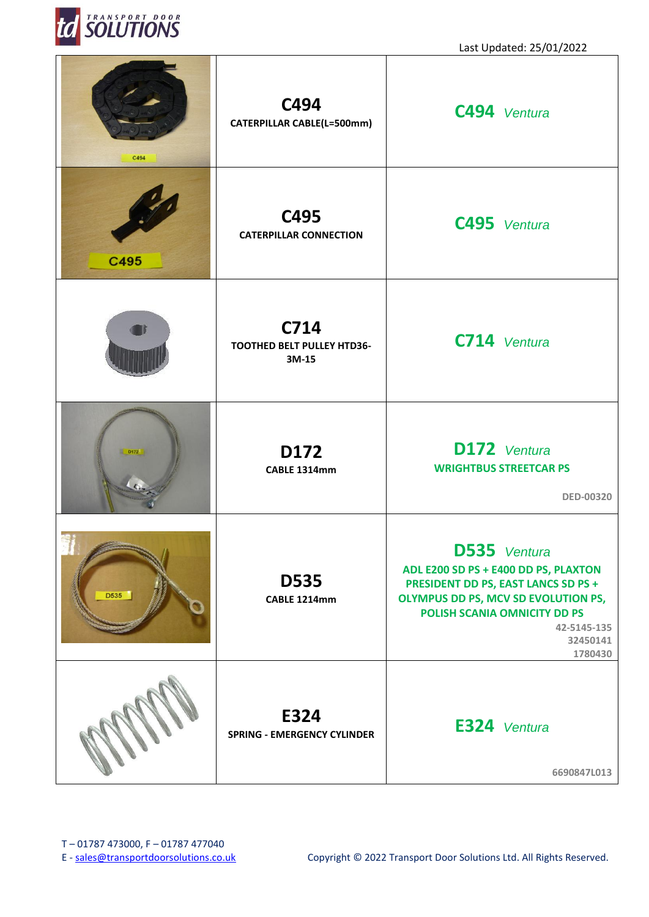Last Updated: 25/01/2022

| | | |
|---|---|---|
| C494 | **C494** CATERPILLAR CABLE(L=500mm) | **C494** *Ventura* |
| C495 | **C495** CATERPILLAR CONNECTION | **C495** *Ventura* |
| | **C714** TOOTHED BELT PULLEY HTD36-3M-15 | **C714** *Ventura* |
| D172 | **D172** CABLE 1314mm | **D172** *Ventura* WRIGHTBUS STREETCAR PS DED-00320 |
| D535 | **D535** CABLE 1214mm | **D535** *Ventura* ADL E200 SD PS + E400 DD PS, PLAXTON PRESIDENT DD PS, EAST LANCS SD PS + OLYMPUS DD PS, MCV SD EVOLUTION PS, POLISH SCANIA OMNICITY DD PS 42-5145-135 32450141 1780430 |
| | **E324** SPRING - EMERGENCY CYLINDER | **E324** *Ventura* 6690847L013 |

T – 01787 473000, F – 01787 477040
E - sales@transportdoorsolutions.co.uk

Copyright © 2022 Transport Door Solutions Ltd. All Rights Reserved.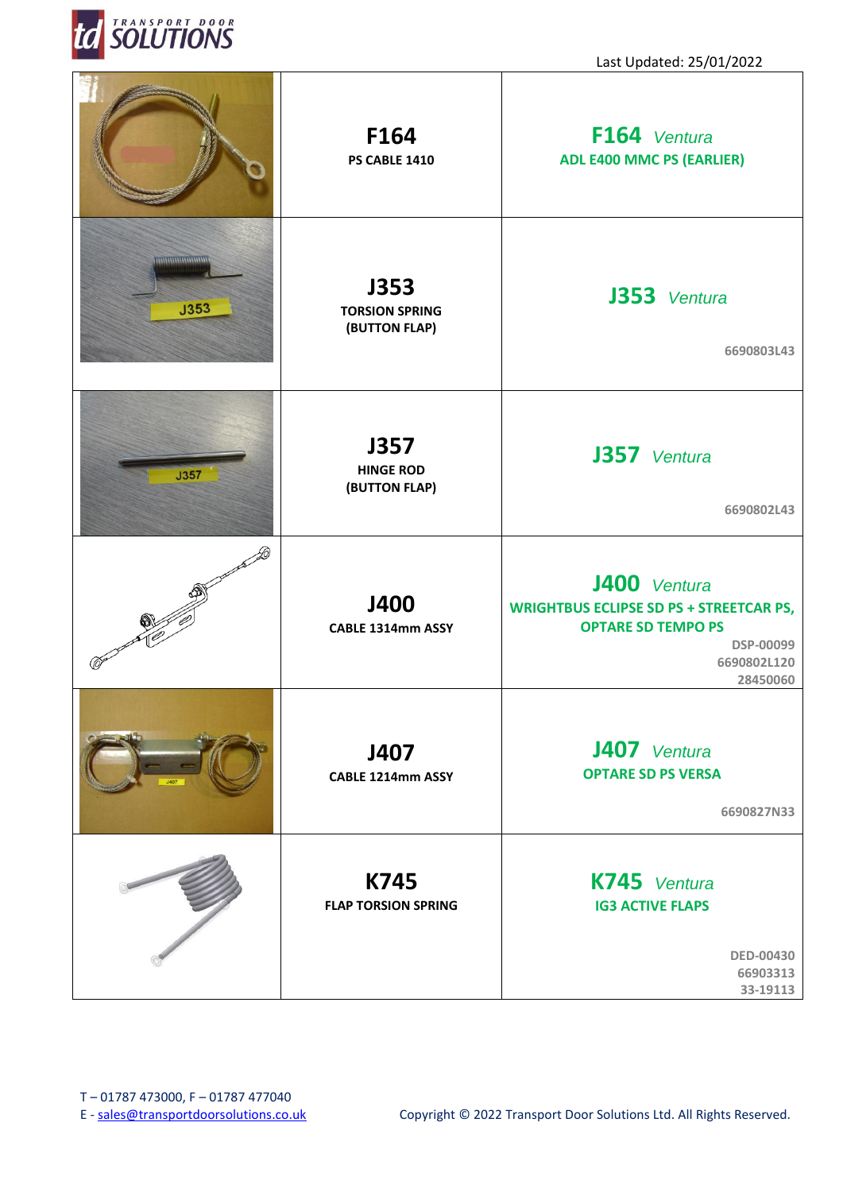Last Updated: 25/01/2022

| | | |
|---|---|---|
| | **F164**<br>**PS CABLE 1410** | **F164** *Ventura*<br>**ADL E400 MMC PS (EARLIER)** |
| | **J353**<br>**TORSION SPRING (BUTTON FLAP)** | **J353** *Ventura*<br>**6690803L43** |
| | **J357**<br>**HINGE ROD (BUTTON FLAP)** | **J357** *Ventura*<br>**6690802L43** |
| | **J400**<br>**CABLE 1314mm ASSY** | **J400** *Ventura*<br>**WRIGHTBUS ECLIPSE SD PS + STREETCAR PS, OPTARE SD TEMPO PS**<br>**DSP-00099**<br>**6690802L120**<br>**28450060** |
| | **J407**<br>**CABLE 1214mm ASSY** | **J407** *Ventura*<br>**OPTARE SD PS VERSA**<br>**6690827N33** |
| | **K745**<br>**FLAP TORSION SPRING** | **K745** *Ventura*<br>**IG3 ACTIVE FLAPS**<br>**DED-00430**<br>**66903313**<br>**33-19113** |

T – 01787 473000, F – 01787 477040
E - sales@transportdoorsolutions.co.uk

Copyright © 2022 Transport Door Solutions Ltd. All Rights Reserved.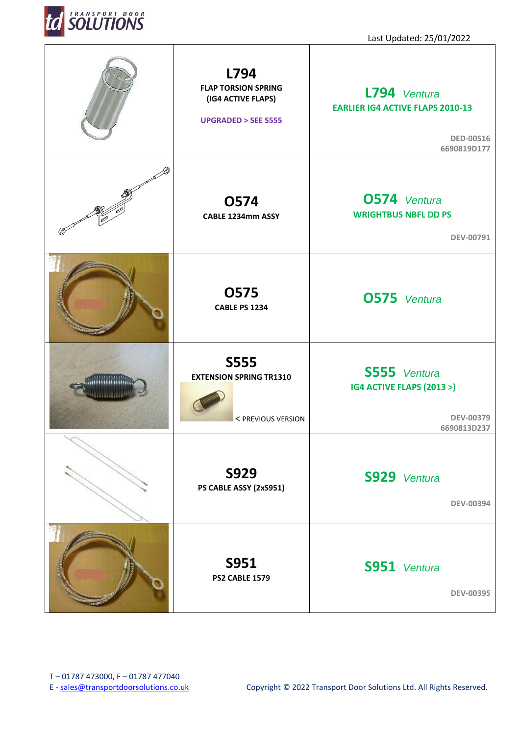Last Updated: 25/01/2022

| | Part | Application |
|---|---|---|
| | **L794** FLAP TORSION SPRING (IG4 ACTIVE FLAPS) UPGRADED > SEE S555 | **L794** *Ventura* EARLIER IG4 ACTIVE FLAPS 2010-13 DED-00516 6690819D177 |
| | **O574** CABLE 1234mm ASSY | **O574** *Ventura* WRIGHTBUS NBFL DD PS DEV-00791 |
| | **O575** CABLE PS 1234 | **O575** *Ventura* |
| | **S555** EXTENSION SPRING TR1310 < PREVIOUS VERSION | **S555** *Ventura* IG4 ACTIVE FLAPS (2013 >) DEV-00379 6690813D237 |
| | **S929** PS CABLE ASSY (2xS951) | **S929** *Ventura* DEV-00394 |
| | **S951** PS2 CABLE 1579 | **S951** *Ventura* DEV-00395 |

T – 01787 473000, F – 01787 477040
E - sales@transportdoorsolutions.co.uk

Copyright © 2022 Transport Door Solutions Ltd. All Rights Reserved.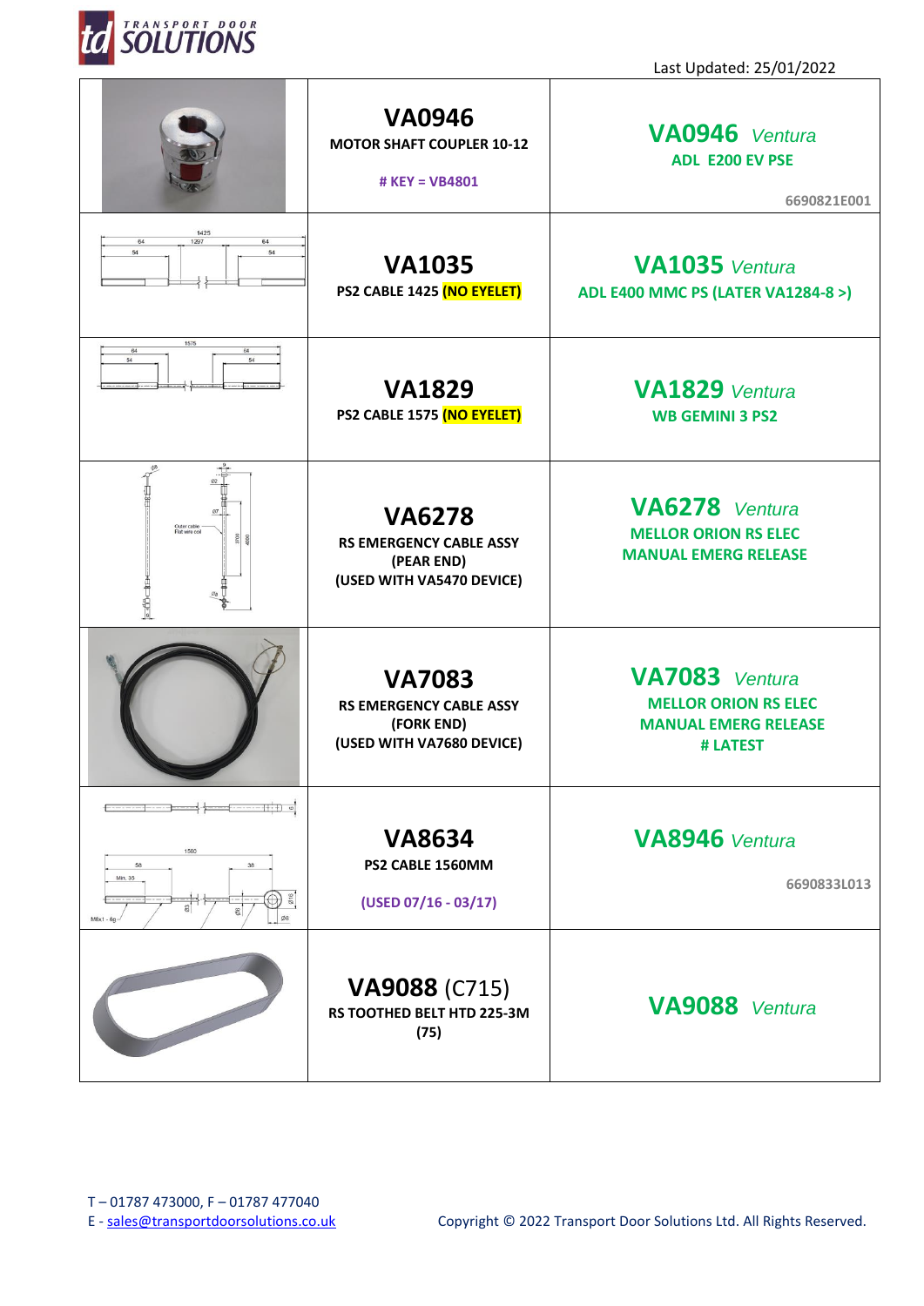Last Updated: 25/01/2022

| | | |
|---|---|---|
| | **VA0946** MOTOR SHAFT COUPLER 10-12 # KEY = VB4801 | **VA0946** *Ventura* ADL E200 EV PSE 6690821E001 |
| | **VA1035** PS2 CABLE 1425 **(NO EYELET)** | **VA1035** *Ventura* ADL E400 MMC PS (LATER VA1284-8 >) |
| | **VA1829** PS2 CABLE 1575 **(NO EYELET)** | **VA1829** *Ventura* WB GEMINI 3 PS2 |
| | **VA6278** RS EMERGENCY CABLE ASSY (PEAR END) (USED WITH VA5470 DEVICE) | **VA6278** *Ventura* MELLOR ORION RS ELEC MANUAL EMERG RELEASE |
| | **VA7083** RS EMERGENCY CABLE ASSY (FORK END) (USED WITH VA7680 DEVICE) | **VA7083** *Ventura* MELLOR ORION RS ELEC MANUAL EMERG RELEASE # LATEST |
| | **VA8634** PS2 CABLE 1560MM (USED 07/16 - 03/17) | **VA8946** *Ventura* 6690833L013 |
| | **VA9088** (C715) RS TOOTHED BELT HTD 225-3M (75) | **VA9088** *Ventura* |

T – 01787 473000, F – 01787 477040
E - sales@transportdoorsolutions.co.uk

Copyright © 2022 Transport Door Solutions Ltd. All Rights Reserved.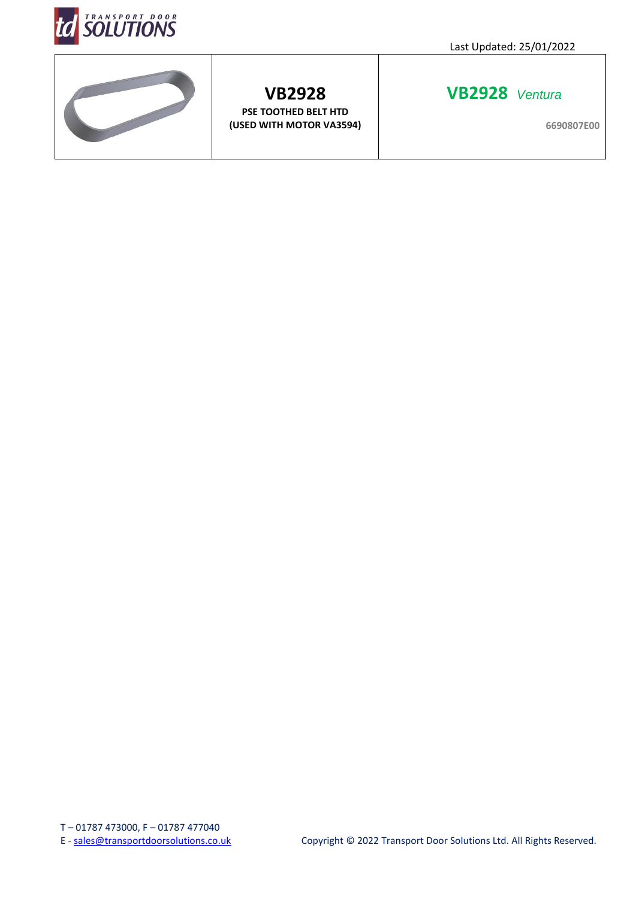Last Updated: 25/01/2022

| | | |
|---|---|---|
| | **VB2928**<br>**PSE TOOTHED BELT HTD (USED WITH MOTOR VA3594)** | **VB2928** *Ventura*<br>**6690807E00** |

T – 01787 473000, F – 01787 477040
E - sales@transportdoorsolutions.co.uk

Copyright © 2022 Transport Door Solutions Ltd. All Rights Reserved.